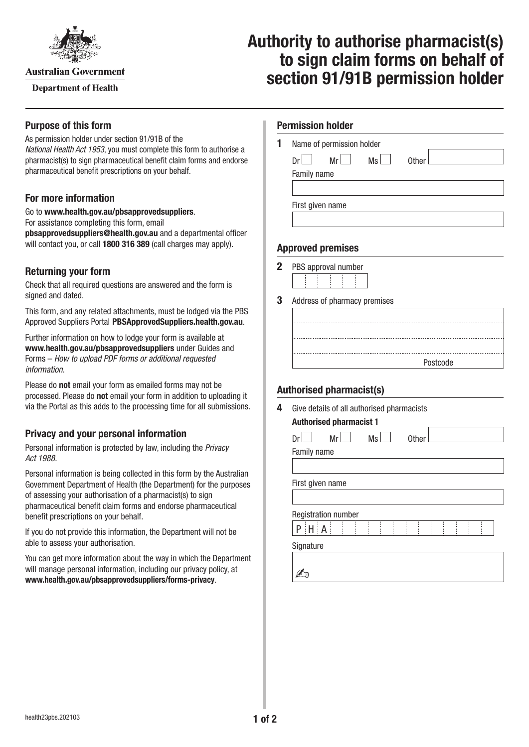Australian Government

Department of Health

# Authority to authorise pharmacist(s) to sign claim forms on behalf of section 91/91B permission holder

## Purpose of this form

As permission holder under section 91/91B of the *National Health Act 1953*, you must complete this form to authorise a pharmacist(s) to sign pharmaceutical benefit claim forms and endorse pharmaceutical benefit prescriptions on your behalf.

## For more information

Go to **www.health.gov.au/pbsapprovedsuppliers**.
For assistance completing this form, email **pbsapprovedsuppliers@health.gov.au** and a departmental officer will contact you, or call **1800 316 389** (call charges may apply).

## Returning your form

Check that all required questions are answered and the form is signed and dated.

This form, and any related attachments, must be lodged via the PBS Approved Suppliers Portal **PBSApprovedSuppliers.health.gov.au**.

Further information on how to lodge your form is available at **www.health.gov.au/pbsapprovedsuppliers** under Guides and Forms – *How to upload PDF forms or additional requested information*.

Please do **not** email your form as emailed forms may not be processed. Please do **not** email your form in addition to uploading it via the Portal as this adds to the processing time for all submissions.

## Privacy and your personal information

Personal information is protected by law, including the *Privacy Act 1988*.

Personal information is being collected in this form by the Australian Government Department of Health (the Department) for the purposes of assessing your authorisation of a pharmacist(s) to sign pharmaceutical benefit claim forms and endorse pharmaceutical benefit prescriptions on your behalf.

If you do not provide this information, the Department will not be able to assess your authorisation.

You can get more information about the way in which the Department will manage personal information, including our privacy policy, at **www.health.gov.au/pbsapprovedsuppliers/forms-privacy**.

## Permission holder

**1** Name of permission holder

Dr ☐ Mr ☐ Ms ☐ Other ________

Family name

________

First given name

________

## Approved premises

**2** PBS approval number

________

**3** Address of pharmacy premises

________

Postcode ________

## Authorised pharmacist(s)

**4** Give details of all authorised pharmacists

**Authorised pharmacist 1**

Dr ☐ Mr ☐ Ms ☐ Other ________

Family name

________

First given name

________

Registration number

P H A ________

Signature

________

health23pbs.202103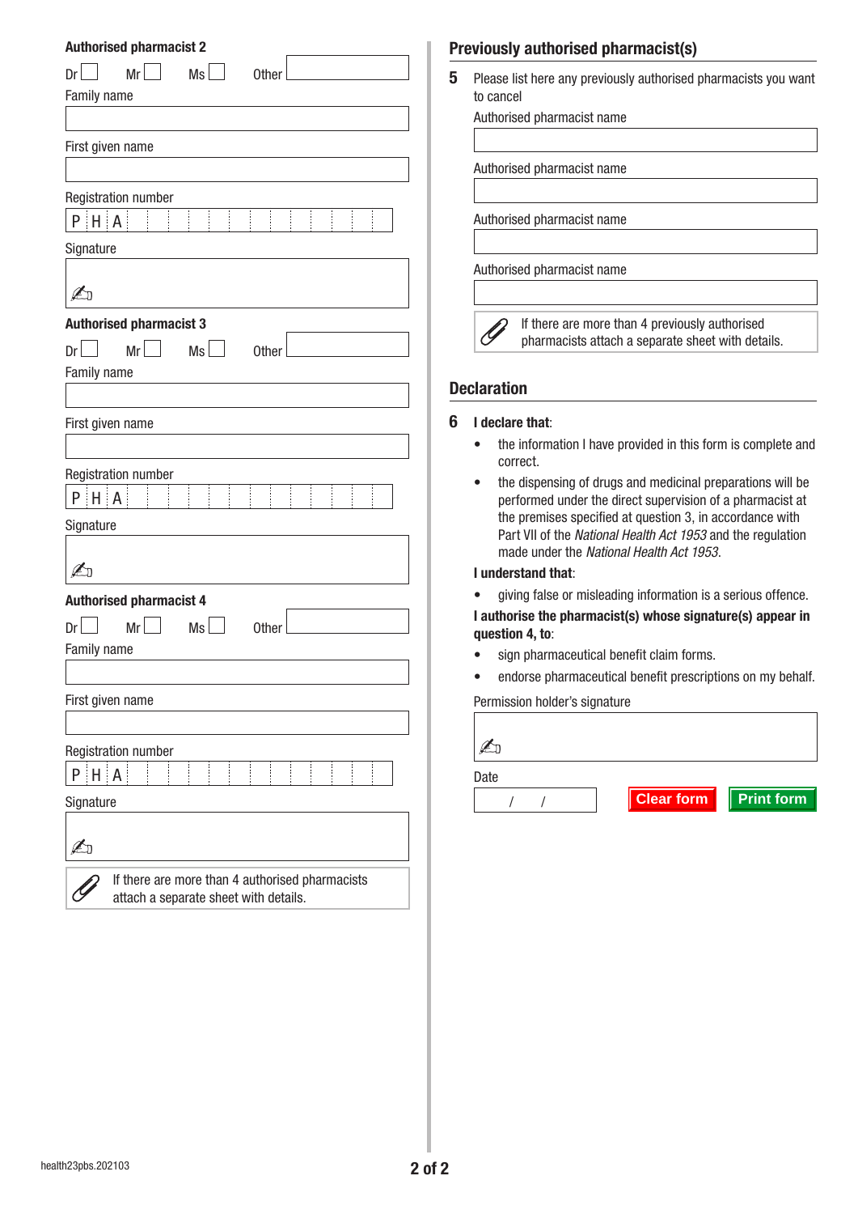**Authorised pharmacist 2**

Dr ☐ Mr ☐ Ms ☐ Other

Family name

First given name

Registration number

P H A

Signature

**Authorised pharmacist 3**

Dr ☐ Mr ☐ Ms ☐ Other

Family name

First given name

Registration number

P H A

Signature

**Authorised pharmacist 4**

Dr ☐ Mr ☐ Ms ☐ Other

Family name

First given name

Registration number

P H A

Signature

If there are more than 4 authorised pharmacists attach a separate sheet with details.

## Previously authorised pharmacist(s)

**5** Please list here any previously authorised pharmacists you want to cancel

Authorised pharmacist name

Authorised pharmacist name

Authorised pharmacist name

Authorised pharmacist name

If there are more than 4 previously authorised pharmacists attach a separate sheet with details.

## Declaration

**6** **I declare that**:

- the information I have provided in this form is complete and correct.
- the dispensing of drugs and medicinal preparations will be performed under the direct supervision of a pharmacist at the premises specified at question 3, in accordance with Part VII of the *National Health Act 1953* and the regulation made under the *National Health Act 1953*.

**I understand that**:

- giving false or misleading information is a serious offence.

**I authorise the pharmacist(s) whose signature(s) appear in question 4, to**:

- sign pharmaceutical benefit claim forms.
- endorse pharmaceutical benefit prescriptions on my behalf.

Permission holder's signature

Date / /

Clear form Print form

health23pbs.202103